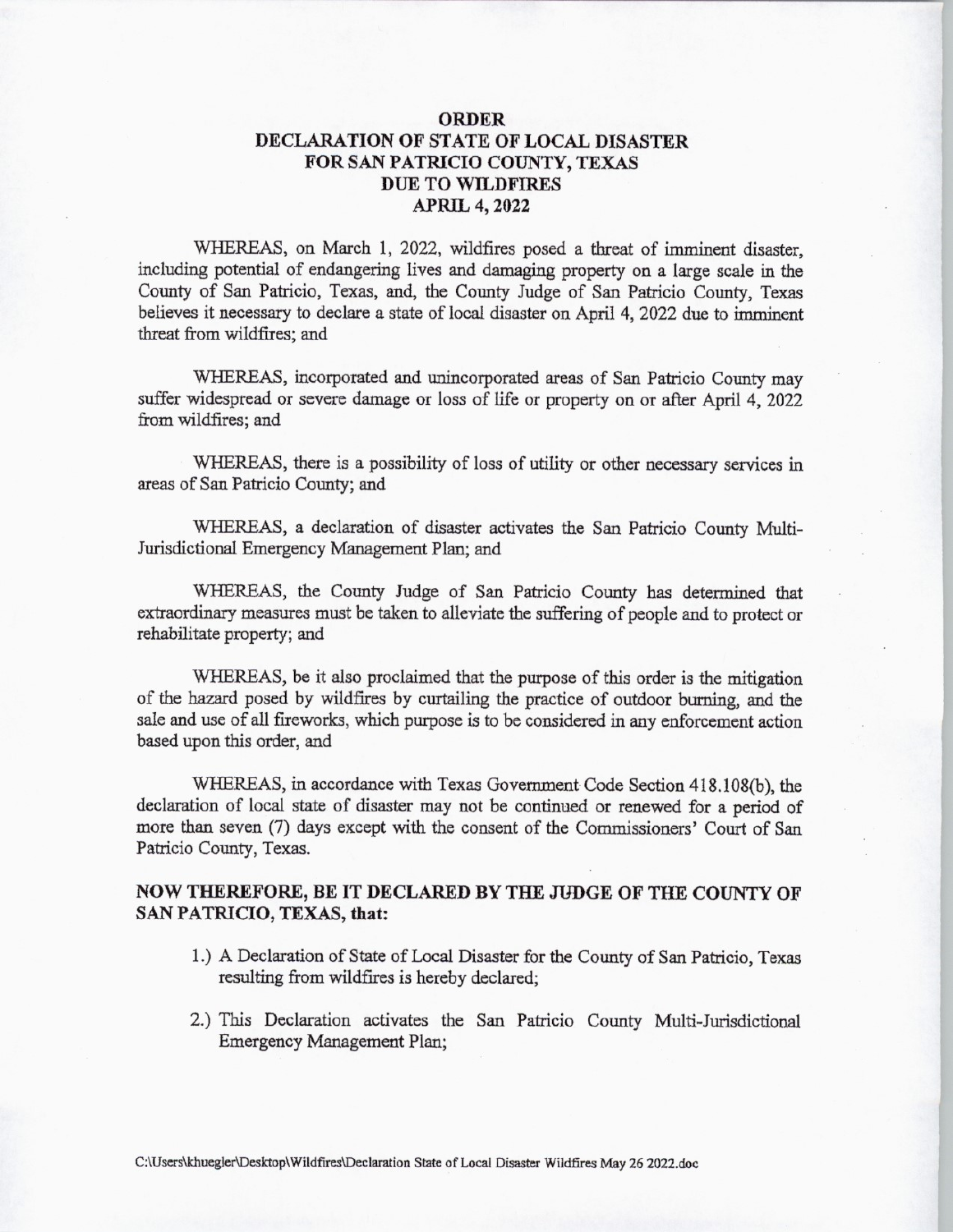# ORDER
# DECLARATION OF STATE OF LOCAL DISASTER FOR SAN PATRICIO COUNTY, TEXAS DUE TO WILDFIRES APRIL 4, 2022

WHEREAS, on March 1, 2022, wildfires posed a threat of imminent disaster, including potential of endangering lives and damaging property on a large scale in the County of San Patricio, Texas, and, the County Judge of San Patricio County, Texas believes it necessary to declare a state of local disaster on April 4, 2022 due to imminent threat from wildfires; and

WHEREAS, incorporated and unincorporated areas of San Patricio County may suffer widespread or severe damage or loss of life or property on or after April 4, 2022 from wildfires; and

WHEREAS, there is a possibility of loss of utility or other necessary services in areas of San Patricio County; and

WHEREAS, a declaration of disaster activates the San Patricio County Multi-Jurisdictional Emergency Management Plan; and

WHEREAS, the County Judge of San Patricio County has determined that extraordinary measures must be taken to alleviate the suffering of people and to protect or rehabilitate property; and

WHEREAS, be it also proclaimed that the purpose of this order is the mitigation of the hazard posed by wildfires by curtailing the practice of outdoor burning, and the sale and use of all fireworks, which purpose is to be considered in any enforcement action based upon this order, and

WHEREAS, in accordance with Texas Government Code Section 418.108(b), the declaration of local state of disaster may not be continued or renewed for a period of more than seven (7) days except with the consent of the Commissioners' Court of San Patricio County, Texas.

**NOW THEREFORE, BE IT DECLARED BY THE JUDGE OF THE COUNTY OF SAN PATRICIO, TEXAS, that:**

1.) A Declaration of State of Local Disaster for the County of San Patricio, Texas resulting from wildfires is hereby declared;

2.) This Declaration activates the San Patricio County Multi-Jurisdictional Emergency Management Plan;

C:\Users\khuegler\Desktop\Wildfires\Declaration State of Local Disaster Wildfires May 26 2022.doc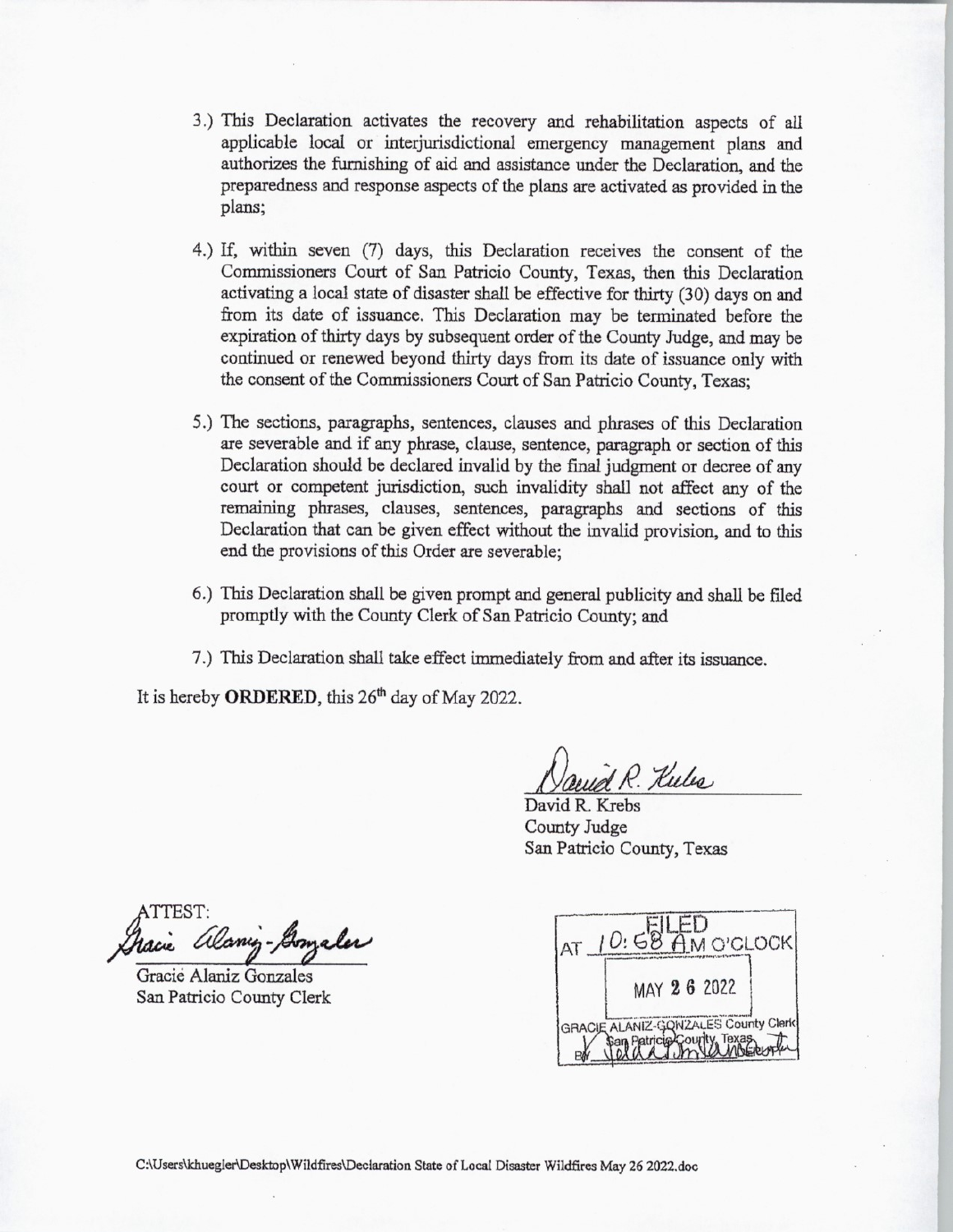3.) This Declaration activates the recovery and rehabilitation aspects of all applicable local or interjurisdictional emergency management plans and authorizes the furnishing of aid and assistance under the Declaration, and the preparedness and response aspects of the plans are activated as provided in the plans;

4.) If, within seven (7) days, this Declaration receives the consent of the Commissioners Court of San Patricio County, Texas, then this Declaration activating a local state of disaster shall be effective for thirty (30) days on and from its date of issuance. This Declaration may be terminated before the expiration of thirty days by subsequent order of the County Judge, and may be continued or renewed beyond thirty days from its date of issuance only with the consent of the Commissioners Court of San Patricio County, Texas;

5.) The sections, paragraphs, sentences, clauses and phrases of this Declaration are severable and if any phrase, clause, sentence, paragraph or section of this Declaration should be declared invalid by the final judgment or decree of any court or competent jurisdiction, such invalidity shall not affect any of the remaining phrases, clauses, sentences, paragraphs and sections of this Declaration that can be given effect without the invalid provision, and to this end the provisions of this Order are severable;

6.) This Declaration shall be given prompt and general publicity and shall be filed promptly with the County Clerk of San Patricio County; and

7.) This Declaration shall take effect immediately from and after its issuance.

It is hereby **ORDERED**, this 26th day of May 2022.

David R. Krebs
David R. Krebs
County Judge
San Patricio County, Texas

ATTEST:
Gracie Alaniz-Gonzales
Gracie Alaniz Gonzales
San Patricio County Clerk

FILED
AT 10:58 AM O'CLOCK
MAY 26 2022
GRACIE ALANIZ-GONZALES County Clerk
San Patricio County, Texas
BY

C:\Users\khuegler\Desktop\Wildfires\Declaration State of Local Disaster Wildfires May 26 2022.doc